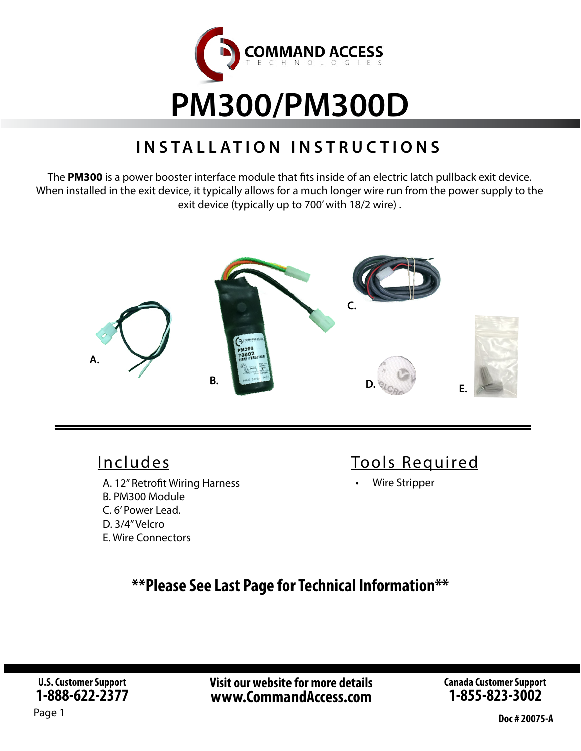# PM300/PM300D

## INSTALLATION INSTRUCTIONS

The **PM300** is a power booster interface module that fits inside of an electric latch pullback exit device. When installed in the exit device, it typically allows for a much longer wire run from the power supply to the exit device (typically up to 700' with 18/2 wire) .

A.

B.

C.

D.

E.

## Includes

A. 12" Retrofit Wiring Harness
B. PM300 Module
C. 6' Power Lead.
D. 3/4" Velcro
E. Wire Connectors

## Tools Required

- Wire Stripper

**\*\*Please See Last Page for Technical Information\*\***

**U.S. Customer Support**
**1-888-622-2377**

**Visit our website for more details**
**www.CommandAccess.com**

**Canada Customer Support**
**1-855-823-3002**

**Doc # 20075-A**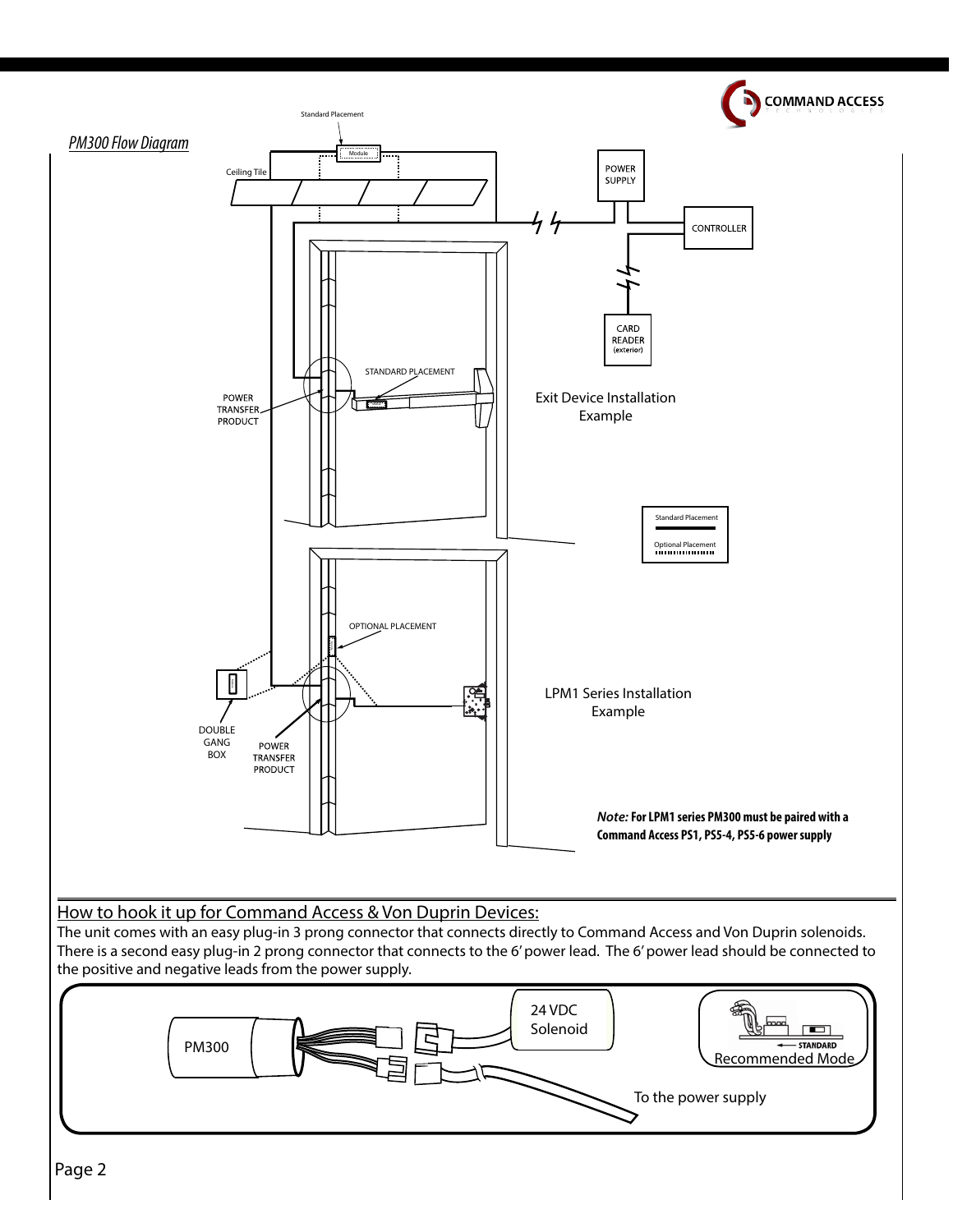*PM300 Flow Diagram*

Standard Placement

Module

Ceiling Tile

POWER SUPPLY

CONTROLLER

CARD READER (exterior)

STANDARD PLACEMENT

POWER TRANSFER PRODUCT

Exit Device Installation Example

Standard Placement

Optional Placement

OPTIONAL PLACEMENT

DOUBLE GANG BOX

POWER TRANSFER PRODUCT

LPM1 Series Installation Example

***Note:*** **For LPM1 series PM300 must be paired with a Command Access PS1, PS5-4, PS5-6 power supply**

## How to hook it up for Command Access & Von Duprin Devices:

The unit comes with an easy plug-in 3 prong connector that connects directly to Command Access and Von Duprin solenoids. There is a second easy plug-in 2 prong connector that connects to the 6' power lead. The 6' power lead should be connected to the positive and negative leads from the power supply.

PM300

24 VDC Solenoid

STANDARD

Recommended Mode

To the power supply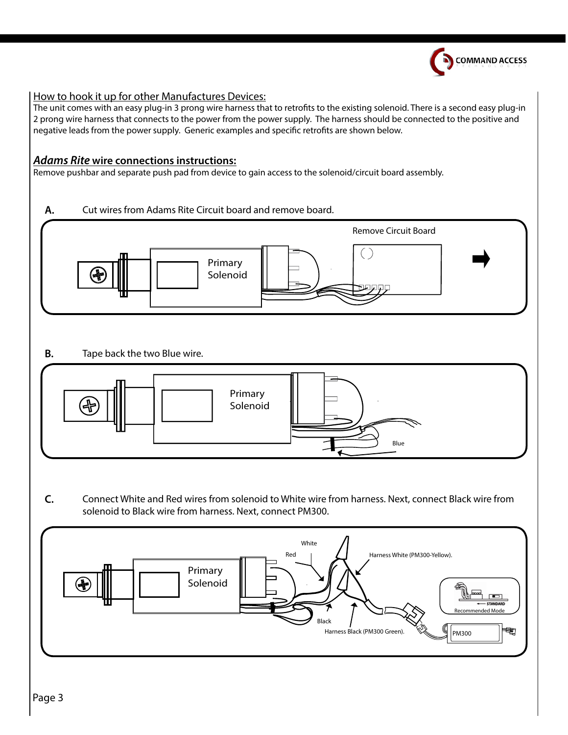## How to hook it up for other Manufactures Devices:

The unit comes with an easy plug-in 3 prong wire harness that to retrofits to the existing solenoid. There is a second easy plug-in 2 prong wire harness that connects to the power from the power supply. The harness should be connected to the positive and negative leads from the power supply. Generic examples and specific retrofits are shown below.

## *Adams Rite* wire connections instructions:

Remove pushbar and separate push pad from device to gain access to the solenoid/circuit board assembly.

**A.** Cut wires from Adams Rite Circuit board and remove board.

Primary Solenoid

Remove Circuit Board

**B.** Tape back the two Blue wire.

Primary Solenoid

Blue

**C.** Connect White and Red wires from solenoid to White wire from harness. Next, connect Black wire from solenoid to Black wire from harness. Next, connect PM300.

Primary Solenoid

White

Red

Harness White (PM300-Yellow).

Black

Harness Black (PM300 Green).

STANDARD

Recommended Mode

PM300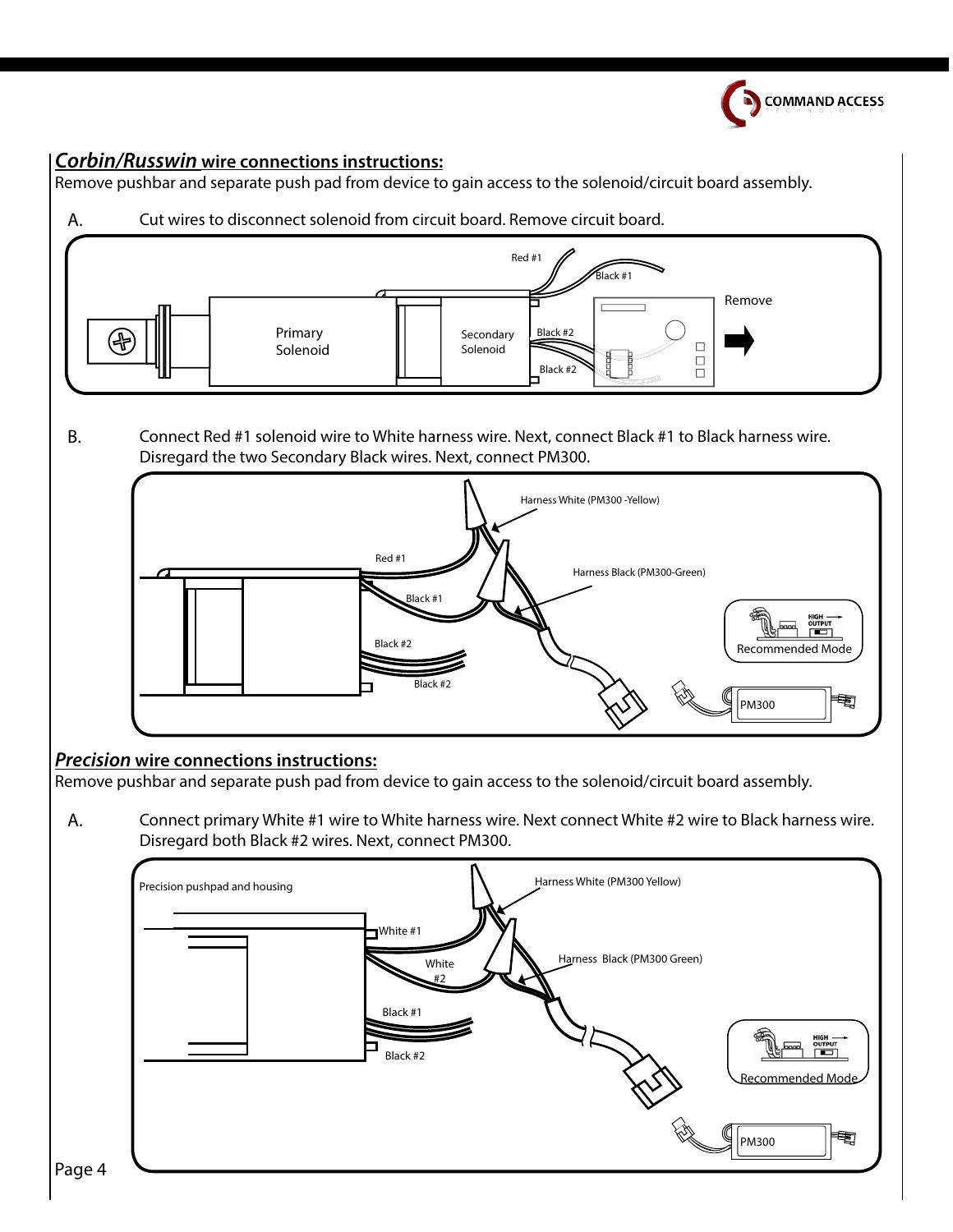## *Corbin/Russwin* wire connections instructions:

Remove pushbar and separate push pad from device to gain access to the solenoid/circuit board assembly.

A. Cut wires to disconnect solenoid from circuit board. Remove circuit board.

B. Connect Red #1 solenoid wire to White harness wire. Next, connect Black #1 to Black harness wire. Disregard the two Secondary Black wires. Next, connect PM300.

## *Precision* wire connections instructions:

Remove pushbar and separate push pad from device to gain access to the solenoid/circuit board assembly.

A. Connect primary White #1 wire to White harness wire. Next connect White #2 wire to Black harness wire. Disregard both Black #2 wires. Next, connect PM300.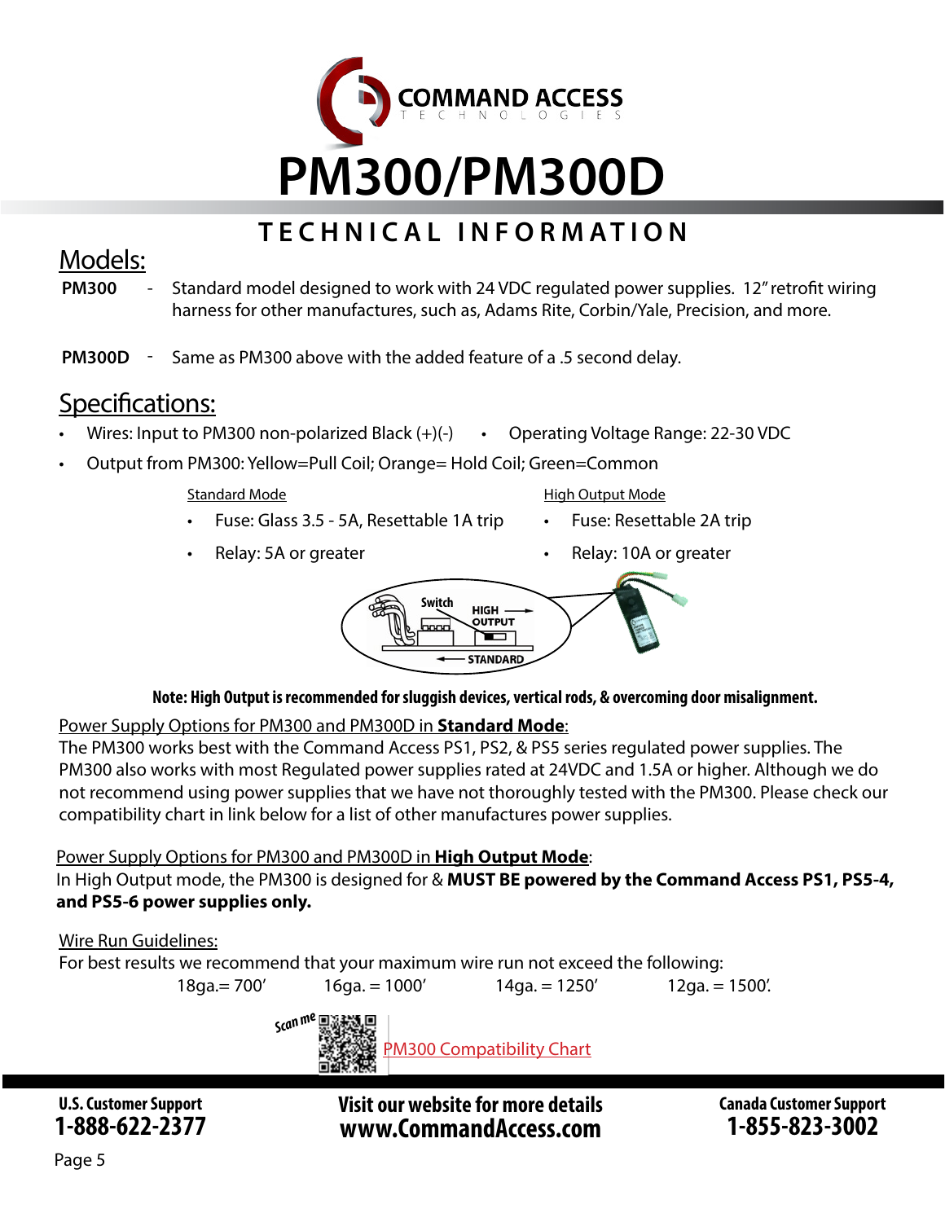# PM300/PM300D

## TECHNICAL INFORMATION

## Models:

**PM300** - Standard model designed to work with 24 VDC regulated power supplies. 12" retrofit wiring harness for other manufactures, such as, Adams Rite, Corbin/Yale, Precision, and more.

**PM300D** - Same as PM300 above with the added feature of a .5 second delay.

## Specifications:

- Wires: Input to PM300 non-polarized Black (+)(-)
- Operating Voltage Range: 22-30 VDC
- Output from PM300: Yellow=Pull Coil; Orange= Hold Coil; Green=Common

Standard Mode

- Fuse: Glass 3.5 - 5A, Resettable 1A trip
- Relay: 5A or greater

High Output Mode

- Fuse: Resettable 2A trip
- Relay: 10A or greater

Switch
HIGH OUTPUT
STANDARD

**Note: High Output is recommended for sluggish devices, vertical rods, & overcoming door misalignment.**

Power Supply Options for PM300 and PM300D in **Standard Mode**:
The PM300 works best with the Command Access PS1, PS2, & PS5 series regulated power supplies. The PM300 also works with most Regulated power supplies rated at 24VDC and 1.5A or higher. Although we do not recommend using power supplies that we have not thoroughly tested with the PM300. Please check our compatibility chart in link below for a list of other manufactures power supplies.

Power Supply Options for PM300 and PM300D in **High Output Mode**:
In High Output mode, the PM300 is designed for & **MUST BE powered by the Command Access PS1, PS5-4, and PS5-6 power supplies only.**

Wire Run Guidelines:
For best results we recommend that your maximum wire run not exceed the following:

18ga.= 700' 16ga. = 1000' 14ga. = 1250' 12ga. = 1500'.

Scan me

PM300 Compatibility Chart

U.S. Customer Support
1-888-622-2377

Visit our website for more details
www.CommandAccess.com

Canada Customer Support
1-855-823-3002